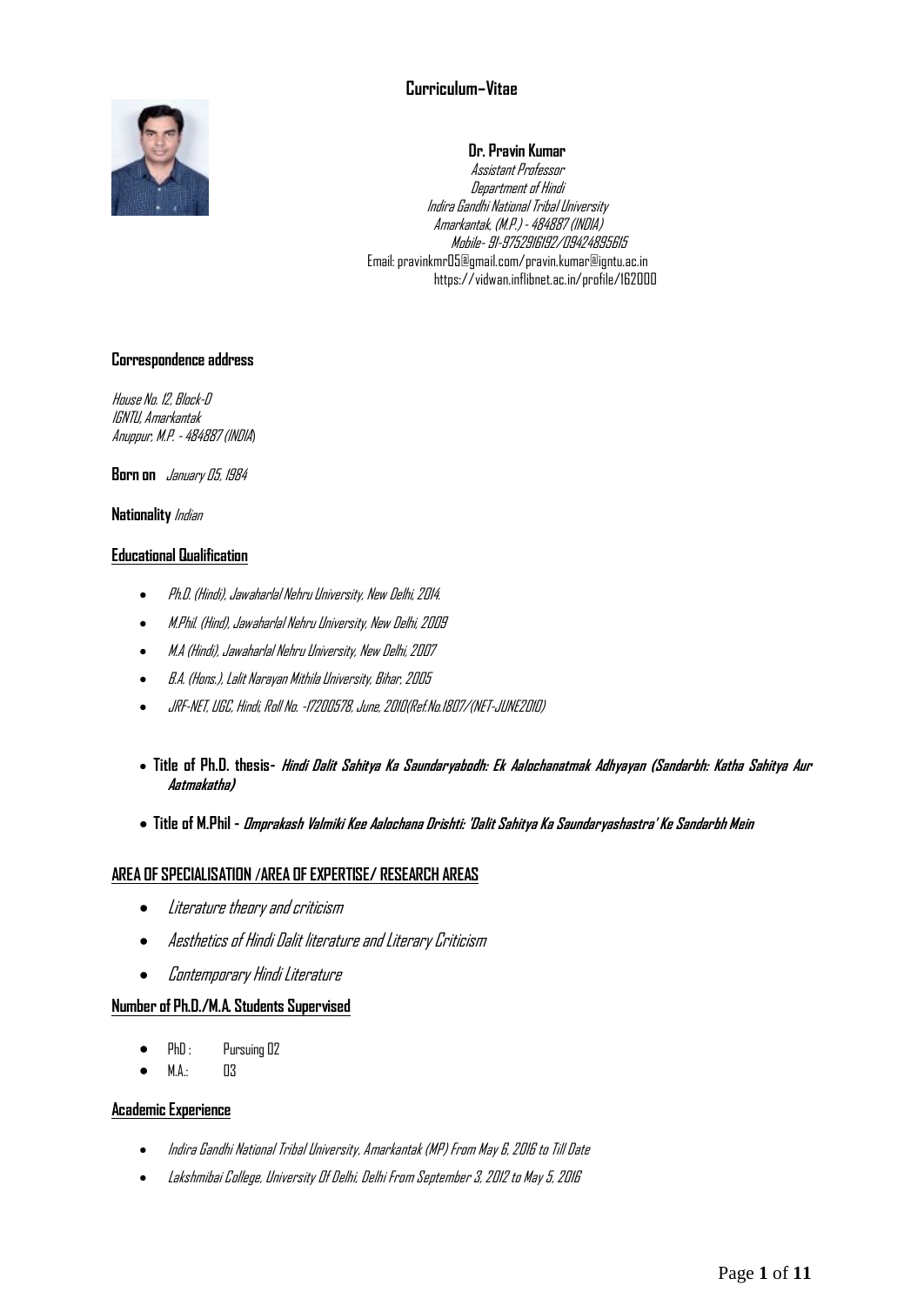# Curriculum–Vitae

**Dr. Pravin Kumar**
*Assistant Professor*
*Department of Hindi*
*Indira Gandhi National Tribal University*
*Amarkantak, (M.P.) - 484887 (INDIA)*
*Mobile- 91-9752916192/09424895615*
Email: pravinkmr05@gmail.com/pravin.kumar@igntu.ac.in
https://vidwan.inflibnet.ac.in/profile/162000

**Correspondence address**

*House No. 12, Block-D*
*IGNTU, Amarkantak*
*Anuppur, M.P. - 484887 (INDIA)*

**Born on** *January 05, 1984*

**Nationality** *Indian*

## Educational Qualification

- *Ph.D. (Hindi), Jawaharlal Nehru University, New Delhi, 2014.*
- *M.Phil. (Hind), Jawaharlal Nehru University, New Delhi, 2009*
- *M.A (Hindi), Jawaharlal Nehru University, New Delhi, 2007*
- *B.A. (Hons.), Lalit Narayan Mithila University, Bihar, 2005*
- *JRF-NET, UGC, Hindi; Roll No. -17200578, June, 2010(Ref.No.1807/(NET-JUNE2010)*

- **Title of Ph.D. thesis-** ***Hindi Dalit Sahitya Ka Saundaryabodh: Ek Aalochanatmak Adhyayan (Sandarbh: Katha Sahitya Aur Aatmakatha)***
- **Title of M.Phil -** ***Omprakash Valmiki Kee Aalochana Drishti: 'Dalit Sahitya Ka Saundaryashastra' Ke Sandarbh Mein***

## AREA OF SPECIALISATION /AREA OF EXPERTISE/ RESEARCH AREAS

- *Literature theory and criticism*
- *Aesthetics of Hindi Dalit literature and Literary Criticism*
- *Contemporary Hindi Literature*

## Number of Ph.D./M.A. Students Supervised

- PhD : Pursuing 02
- M.A.: 03

## Academic Experience

- *Indira Gandhi National Tribal University, Amarkantak (MP) From May 6, 2016 to Till Date*
- *Lakshmibai College, University Of Delhi, Delhi From September 3, 2012 to May 5, 2016*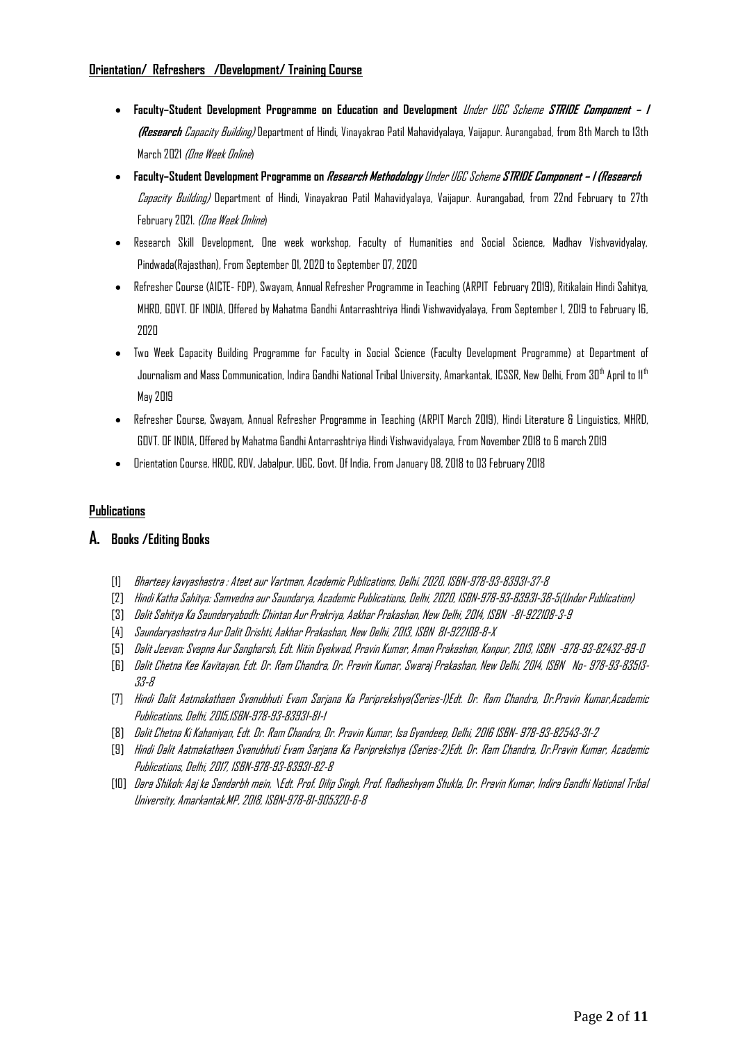**Orientation/ Refreshers /Development/ Training Course**

- **Faculty–Student Development Programme on Education and Development** *Under UGC Scheme **STRIDE Component – I (Research** Capacity Building)* Department of Hindi, Vinayakrao Patil Mahavidyalaya, Vaijapur. Aurangabad, from 8th March to 13th March 2021 *(One Week Online*)
- **Faculty–Student Development Programme on *Research Methodology*** *Under UGC Scheme **STRIDE Component – I (Research** Capacity Building)* Department of Hindi, Vinayakrao Patil Mahavidyalaya, Vaijapur. Aurangabad, from 22nd February to 27th February 2021. *(One Week Online*)
- Research Skill Development, One week workshop, Faculty of Humanities and Social Science, Madhav Vishvavidyalay, Pindwada(Rajasthan), From September 01, 2020 to September 07, 2020
- Refresher Course (AICTE- FDP), Swayam, Annual Refresher Programme in Teaching (ARPIT February 2019), Ritikalain Hindi Sahitya, MHRD, GOVT. OF INDIA, Offered by Mahatma Gandhi Antarrashtriya Hindi Vishwavidyalaya, From September 1, 2019 to February 16, 2020
- Two Week Capacity Building Programme for Faculty in Social Science (Faculty Development Programme) at Department of Journalism and Mass Communication, Indira Gandhi National Tribal University, Amarkantak, ICSSR, New Delhi, From 30th April to 11th May 2019
- Refresher Course, Swayam, Annual Refresher Programme in Teaching (ARPIT March 2019), Hindi Literature & Linguistics, MHRD, GOVT. OF INDIA, Offered by Mahatma Gandhi Antarrashtriya Hindi Vishwavidyalaya, From November 2018 to 6 march 2019
- Orientation Course, HRDC, RDV, Jabalpur, UGC, Govt. Of India, From January 08, 2018 to 03 February 2018

**Publications**

## A. Books /Editing Books

[1] *Bharteey kavyashastra : Ateet aur Vartman, Academic Publications, Delhi, 2020, ISBN-978-93-83931-37-8*

[2] *Hindi Katha Sahitya: Samvedna aur Saundarya, Academic Publications, Delhi, 2020, ISBN-978-93-83931-38-5(Under Publication)*

[3] *Dalit Sahitya Ka Saundaryabodh: Chintan Aur Prakriya, Aakhar Prakashan, New Delhi, 2014, ISBN -81-922108-3-9*

[4] *Saundaryashastra Aur Dalit Drishti, Aakhar Prakashan, New Delhi, 2013, ISBN 81-922108-8-X*

[5] *Dalit Jeevan: Svapna Aur Sangharsh, Edt. Nitin Gyakwad, Pravin Kumar, Aman Prakashan, Kanpur, 2013, ISBN -978-93-82432-89-0*

[6] *Dalit Chetna Kee Kavitayan, Edt. Dr. Ram Chandra, Dr. Pravin Kumar, Swaraj Prakashan, New Delhi, 2014, ISBN No- 978-93-83513-33-8*

[7] *Hindi Dalit Aatmakathaen Svanubhuti Evam Sarjana Ka Pariprekshya(Series-1)Edt. Dr. Ram Chandra, Dr.Pravin Kumar,Academic Publications, Delhi, 2015,ISBN-978-93-83931-81-1*

[8] *Dalit Chetna Ki Kahaniyan, Edt. Dr. Ram Chandra, Dr. Pravin Kumar, Isa Gyandeep, Delhi, 2016 ISBN- 978-93-82543-31-2*

[9] *Hindi Dalit Aatmakathaen Svanubhuti Evam Sarjana Ka Pariprekshya (Series-2)Edt. Dr. Ram Chandra, Dr.Pravin Kumar, Academic Publications, Delhi, 2017, ISBN-978-93-83931-82-8*

[10] *Dara Shikoh: Aaj ke Sandarbh mein, \Edt. Prof. Dilip Singh, Prof. Radheshyam Shukla, Dr. Pravin Kumar, Indira Gandhi National Tribal University, Amarkantak,MP, 2018, ISBN-978-81-905320-6-8*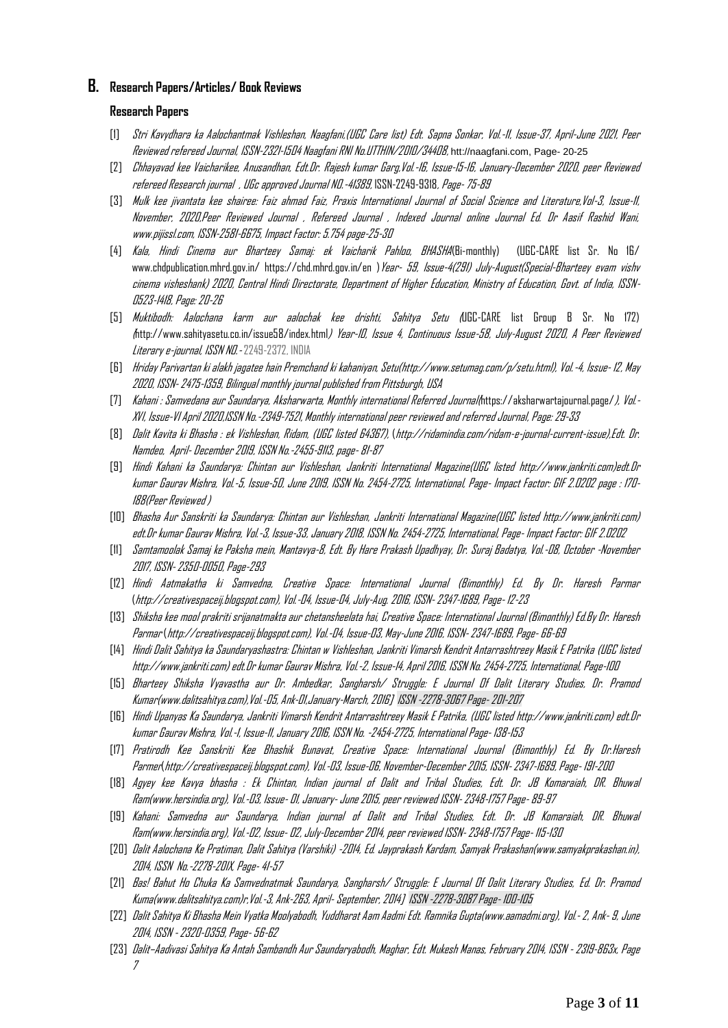## B. Research Papers/Articles/ Book Reviews

### Research Papers

[1] *Stri Kavydhara ka Aalochantmak Vishleshan, Naagfani,(UGC Care list) Edt. Sapna Sonkar, Vol.-11, Issue-37, April-June 2021, Peer Reviewed refereed Journal, ISSN-2321-1504 Naagfani RNI No.UTTHIN/2010/34408,* htt://naagfani.com, Page- 20-25

[2] *Chhayavad kee Vaicharikee, Anusandhan, Edt.Dr. Rajesh kumar Garg,Vol.-16, Issue-15-16, January-December 2020, peer Reviewed refereed Research journal , UGc approved Journal NO.-41389,* ISSN-2249-9318, *Page- 75-89*

[3] *Mulk kee jivantata kee shairee: Faiz ahmad Faiz, Praxis International Journal of Social Science and Literature,Vol-3, Issue-11, November, 2020,Peer Reviewed Journal , Refereed Journal , Indexed Journal online Journal Ed. Dr Aasif Rashid Wani, www.pijissl.com, ISSN-2581-6675, Impact Factor: 5.754 page-25-30*

[4] *Kala, Hindi Cinema aur Bharteey Samaj: ek Vaicharik Pahloo, BHASHA*(Bi-monthly) (UGC-CARE list Sr. No 16/ www.chdpublication.mhrd.gov.in/ https://chd.mhrd.gov.in/en ) *Year- 59, Issue-4(291) July-August(Special-Bharteey evam vishv cinema visheshank) 2020, Central Hindi Directorate, Department of Higher Education, Ministry of Education, Govt. of India, ISSN-0523-1418, Page: 20-26*

[5] *Muktibodh: Aalochana karm aur aalochak kee drishti, Sahitya Setu (*UGC-CARE list Group B Sr. No 172) *(*http://www.sahityasetu.co.in/issue58/index.html*) Year-10, Issue 4, Continuous Issue-58, July-August 2020, A Peer Reviewed Literary e-journal, ISSN NO.-* 2249-2372, INDIA

[6] *Hriday Parivartan ki alakh jagatee hain Premchand ki kahaniyan, Setu(http://www.setumag.com/p/setu.html), Vol.-4, Issue- 12, May 2020, ISSN- 2475-1359, Bilingual monthly journal published from Pittsburgh, USA*

[7] *Kahani : Samvedana aur Saundarya, Aksharwarta, Monthly international Referred Journal(*https://aksharwartajournal.page/*), Vol.-XVI, Issue-VI April 2020,ISSN No.-2349-7521, Monthly international peer reviewed and referred Journal, Page: 29-33*

[8] *Dalit Kavita ki Bhasha : ek Vishleshan, Ridam, (UGC listed 64367),* (*http://ridamindia.com/ridam-e-journal-current-issue),Edt. Dr. Namdeo, April- December 2019, ISSN No.-2455-9113, page- 81-87*

[9] *Hindi Kahani ka Saundarya: Chintan aur Vishleshan, Jankriti International Magazine(UGC listed http://www.jankriti.com)edt.Dr kumar Gaurav Mishra, Vol.-5, Issue-50, June 2019, ISSN No. 2454-2725, International, Page- Impact Factor: GIF 2.0202 page : 170-188(Peer Reviewed )*

[10] *Bhasha Aur Sanskriti ka Saundarya: Chintan aur Vishleshan, Jankriti International Magazine(UGC listed http://www.jankriti.com) edt.Dr kumar Gaurav Mishra, Vol.-3, Issue-33, January 2018, ISSN No. 2454-2725, International, Page- Impact Factor: GIF 2.0202*

[11] *Samtamoolak Samaj ke Paksha mein, Mantavya-8, Edt. By Hare Prakash Upadhyay, Dr. Suraj Badatya, Vol.-08, October -November 2017, ISSN- 2350-0050, Page-293*

[12] *Hindi Aatmakatha ki Samvedna, Creative Space: International Journal (Bimonthly) Ed. By Dr. Haresh Parmar* (*http://creativespaceij.blogspot.com), Vol.-04, Issue-04, July-Aug. 2016, ISSN- 2347-1689, Page- 12-23*

[13] *Shiksha kee mool prakriti srijanatmakta aur chetansheelata hai, Creative Space: International Journal (Bimonthly) Ed.By Dr. Haresh Parmar* (*http://creativespaceij.blogspot.com), Vol.-04, Issue-03, May-June 2016, ISSN- 2347-1689, Page- 66-69*

[14] *Hindi Dalit Sahitya ka Saundaryashastra: Chintan w Vishleshan, Jankriti Vimarsh Kendrit Antarrashtreey Masik E Patrika (UGC listed http://www.jankriti.com) edt.Dr kumar Gaurav Mishra, Vol.-2, Issue-14, April 2016, ISSN No. 2454-2725, International, Page-100*

[15] *Bharteey Shiksha Vyavastha aur Dr. Ambedkar, Sangharsh/ Struggle: E Journal Of Dalit Literary Studies, Dr. Pramod Kumar(www.dalitsahitya.com),Vol.-05, Ank-01,January-March, 2016] ISSN -2278-3067 Page- 201-207*

[16] *Hindi Upanyas Ka Saundarya, Jankriti Vimarsh Kendrit Antarrashtreey Masik E Patrika, (UGC listed http://www.jankriti.com) edt.Dr kumar Gaurav Mishra, Vol.-1, Issue-11, January 2016, ISSN No. -2454-2725, International Page- 138-153*

[17] *Pratirodh Kee Sanskriti Kee Bhashik Bunavat, Creative Space: International Journal (Bimonthly) Ed. By Dr.Haresh Parmer*(*http://creativespaceij.blogspot.com), Vol.-03, Issue-06, November-December 2015, ISSN- 2347-1689, Page- 191-200*

[18] *Agyey kee Kavya bhasha : Ek Chintan, Indian journal of Dalit and Tribal Studies, Edt. Dr. JB Komaraiah, DR. Bhuwal Ram(www.hersindia.org), Vol.-03, Issue- 01, January- June 2015, peer reviewed ISSN- 2348-1757 Page- 89-97*

[19] *Kahani: Samvedna aur Saundarya, Indian journal of Dalit and Tribal Studies, Edt. Dr. JB Komaraiah, DR. Bhuwal Ram(www.hersindia.org), Vol.-02, Issue- 02, July-December 2014, peer reviewed ISSN- 2348-1757 Page- 115-130*

[20] *Dalit Aalochana Ke Pratiman, Dalit Sahitya (Varshiki) -2014, Ed. Jayprakash Kardam, Samyak Prakashan(www.samyakprakashan.in), 2014, ISSN No.-2278-201X, Page- 41-57*

[21] *Bas! Bahut Ho Chuka Ka Samvednatmak Saundarya, Sangharsh/ Struggle: E Journal Of Dalit Literary Studies, Ed. Dr. Pramod Kuma(www.dalitsahitya.com)r,Vol.-3, Ank-2&3, April- September, 2014] ISSN -2278-3087 Page- 100-105*

[22] *Dalit Sahitya Ki Bhasha Mein Vyatka Moolyabodh, Yuddharat Aam Aadmi Edt. Ramnika Gupta(www.aamadmi.org), Vol.- 2, Ank- 9, June 2014, ISSN - 2320-0359, Page- 56-62*

[23] *Dalit–Aadivasi Sahitya Ka Antah Sambandh Aur Saundaryabodh, Maghar, Edt. Mukesh Manas, February 2014, ISSN - 2319-863x, Page 7*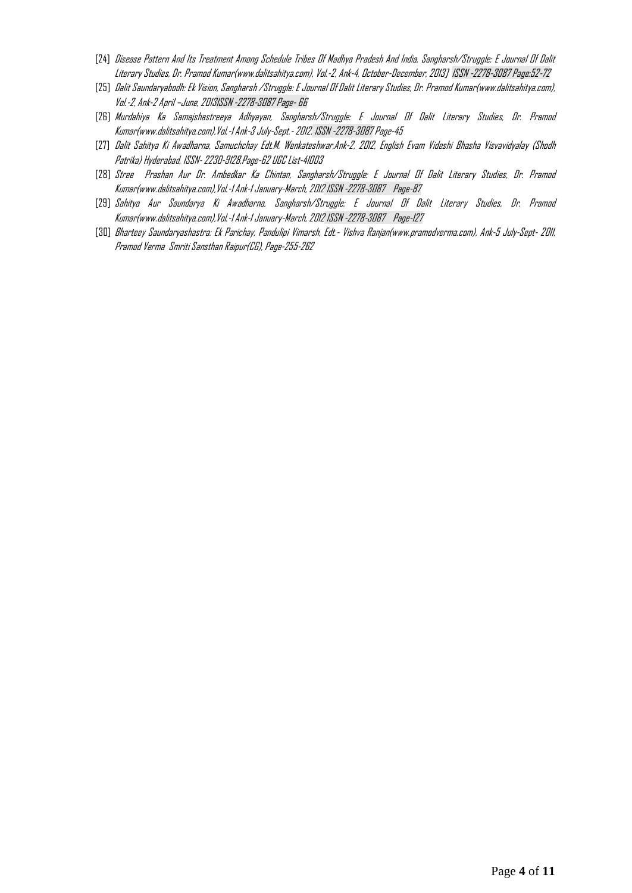[24] *Disease Pattern And Its Treatment Among Schedule Tribes Of Madhya Pradesh And India, Sangharsh/Struggle: E Journal Of Dalit Literary Studies, Dr. Pramod Kumar(www.dalitsahitya.com), Vol.-2, Ank-4, October-December, 2013] ISSN -2278-3087 Page:52-72*

[25] *Dalit Saundaryabodh: Ek Vision, Sangharsh /Struggle: E Journal Of Dalit Literary Studies, Dr. Pramod Kumar(www.dalitsahitya.com), Vol.-2, Ank-2 April –June, 2013ISSN -2278-3087 Page- 66*

[26] *Murdahiya Ka Samajshastreeya Adhyayan, Sangharsh/Struggle: E Journal Of Dalit Literary Studies, Dr. Pramod Kumar(www.dalitsahitya.com),Vol.-1 Ank-3 July-Sept.- 2012, ISSN -2278-3087 Page-45*

[27] *Dalit Sahitya Ki Awadharna, Samuchchay Edt.M. Wenkateshwar,Ank-2, 2012, English Evam Videshi Bhasha Visvavidyalay (Shodh Patrika) Hyderabad, ISSN- 2230-9128,Page-62 UGC List-41003*

[28] *Stree Prashan Aur Dr. Ambedkar Ka Chintan, Sangharsh/Struggle: E Journal Of Dalit Literary Studies, Dr. Pramod Kumar(www.dalitsahitya.com),Vol.-1 Ank-1 January-March, 2012 ISSN -2278-3087 Page-87*

[29] *Sahitya Aur Saundarya Ki Awadharna, Sangharsh/Struggle: E Journal Of Dalit Literary Studies, Dr. Pramod Kumar(www.dalitsahitya.com),Vol.-1 Ank-1 January-March, 2012 ISSN -2278-3087 Page-127*

[30] *Bharteey Saundaryashastra: Ek Parichay, Pandulipi Vimarsh, Edt.- Vishva Ranjan(www.pramodverma.com), Ank-5 July-Sept- 2011, Pramod Verma Smriti Sansthan Raipur(CG), Page-255-262*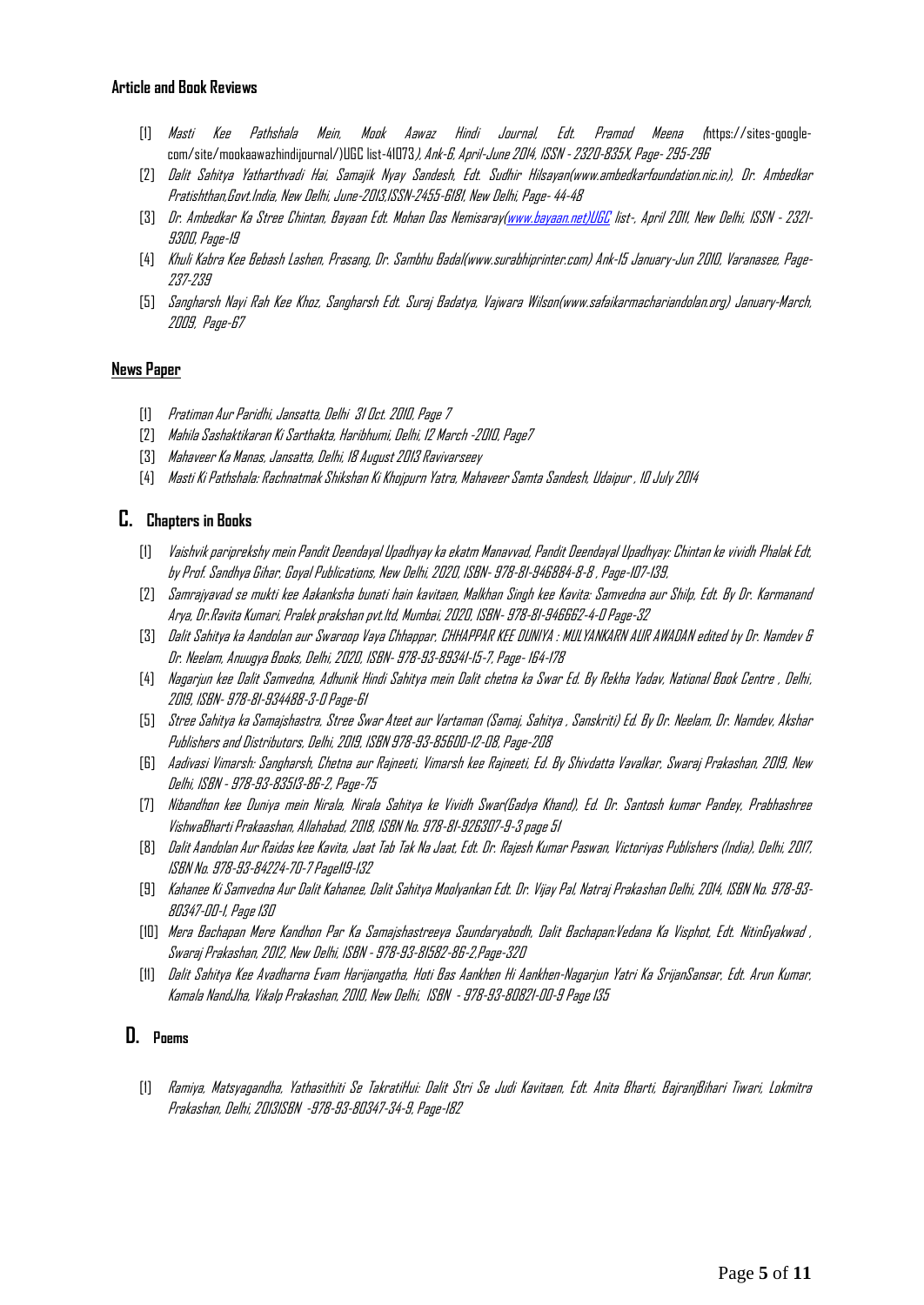**Article and Book Reviews**

[1] *Masti Kee Pathshala Mein, Mook Aawaz Hindi Journal, Edt. Pramod Meena (*https://sites-google-com/site/mookaawazhindijournal/)UGC list-41073*), Ank-6, April-June 2014, ISSN - 2320-835X, Page- 295-296*

[2] *Dalit Sahitya Yatharthvadi Hai, Samajik Nyay Sandesh, Edt. Sudhir Hilsayan(www.ambedkarfoundation.nic.in), Dr. Ambedkar Pratishthan,Govt.India, New Delhi, June-2013,ISSN-2455-6181, New Delhi, Page- 44-48*

[3] *Dr. Ambedkar Ka Stree Chintan, Bayaan Edt. Mohan Das Nemisaray(*[www.bayaan.net)UGC](www.bayaan.net) *list-, April 2011, New Delhi, ISSN - 2321-9300, Page-19*

[4] *Khuli Kabra Kee Bebash Lashen, Prasang, Dr. Sambhu Badal(www.surabhiprinter.com) Ank-15 January-Jun 2010, Varanasee, Page-237-239*

[5] *Sangharsh Nayi Rah Kee Khoz, Sangharsh Edt. Suraj Badatya, Vajwara Wilson(www.safaikarmachariandolan.org) January-March, 2009, Page-67*

**News Paper**

[1] *Pratiman Aur Paridhi, Jansatta, Delhi 31 Oct. 2010, Page 7*

[2] *Mahila Sashaktikaran Ki Sarthakta, Haribhumi, Delhi, 12 March -2010, Page7*

[3] *Mahaveer Ka Manas, Jansatta, Delhi, 18 August 2013 Ravivarseey*

[4] *Masti Ki Pathshala: Rachnatmak Shikshan Ki Khojpurn Yatra, Mahaveer Samta Sandesh, Udaipur , 10 July 2014*

## C. Chapters in Books

[1] *Vaishvik paripreksy mein Pandit Deendayal Upadhyay ka ekatm Manavvad, Pandit Deendayal Upadhyay: Chintan ke vividh Phalak Edt, by Prof. Sandhya Gihar, Goyal Publications, New Delhi, 2020, ISBN- 978-81-946884-8-8 , Page-107-139,*

[2] *Samrajyavad se mukti kee Aakanksha bunati hain kavitaen, Malkhan Singh kee Kavita: Samvedna aur Shilp, Edt. By Dr. Karmanand Arya, Dr.Ravita Kumari, Pralek prakshan pvt.ltd, Mumbai, 2020, ISBN- 978-81-946662-4-0 Page-32*

[3] *Dalit Sahitya ka Aandolan aur Swaroop Vaya Chhappar, CHHAPPAR KEE DUNIYA : MULYANKARN AUR AWADAN edited by Dr. Namdev & Dr. Neelam, Anuugya Books, Delhi, 2020, ISBN- 978-93-89341-15-7, Page- 164-178*

[4] *Nagarjun kee Dalit Samvedna, Adhunik Hindi Sahitya mein Dalit chetna ka Swar Ed. By Rekha Yadav, National Book Centre , Delhi, 2019, ISBN- 978-81-934488-3-0 Page-61*

[5] *Stree Sahitya ka Samajshastra, Stree Swar Ateet aur Vartaman (Samaj, Sahitya , Sanskriti) Ed. By Dr. Neelam, Dr. Namdev, Akshar Publishers and Distributors, Delhi, 2019, ISBN 978-93-85600-12-08, Page-208*

[6] *Aadivasi Vimarsh: Sangharsh, Chetna aur Rajneeti, Vimarsh kee Rajneeti, Ed. By Shivdatta Vavalkar, Swaraj Prakashan, 2019, New Delhi, ISBN - 978-93-83513-86-2, Page-75*

[7] *Nibandhon kee Duniya mein Nirala, Nirala Sahitya ke Vividh Swar(Gadya Khand), Ed. Dr. Santosh kumar Pandey, Prabhashree VishwaBharti Prakaashan, Allahabad, 2018, ISBN No. 978-81-926307-9-3 page 51*

[8] *Dalit Aandolan Aur Raidas kee Kavita, Jaat Tab Tak Na Jaat, Edt. Dr. Rajesh Kumar Paswan, Victoriyas Publishers (India), Delhi, 2017, ISBN No. 978-93-84224-70-7 Page119-132*

[9] *Kahanee Ki Samvedna Aur Dalit Kahanee, Dalit Sahitya Moolyankan Edt. Dr. Vijay Pal, Natraj Prakashan Delhi, 2014, ISBN No. 978-93-80347-00-1, Page 130*

[10] *Mera Bachapan Mere Kandhon Par Ka Samajshastreeya Saundaryabodh, Dalit Bachapan:Vedana Ka Visphot, Edt. NitinGyakwad , Swaraj Prakashan, 2012, New Delhi, ISBN - 978-93-81582-86-2,Page-320*

[11] *Dalit Sahitya Kee Avadharna Evam Harijangatha, Hoti Bas Aankhen Hi Aankhen-Nagarjun Yatri Ka SrijanSansar, Edt. Arun Kumar, Kamala NandJha, Vikalp Prakashan, 2010, New Delhi, ISBN - 978-93-80821-00-9 Page 135*

## D. Poems

[1] *Ramiya, Matsyagandha, Yathasithiti Se TakratiHui: Dalit Stri Se Judi Kavitaen, Edt. Anita Bharti, BajranjBihari Tiwari, Lokmitra Prakashan, Delhi, 2013ISBN -978-93-80347-34-9, Page-182*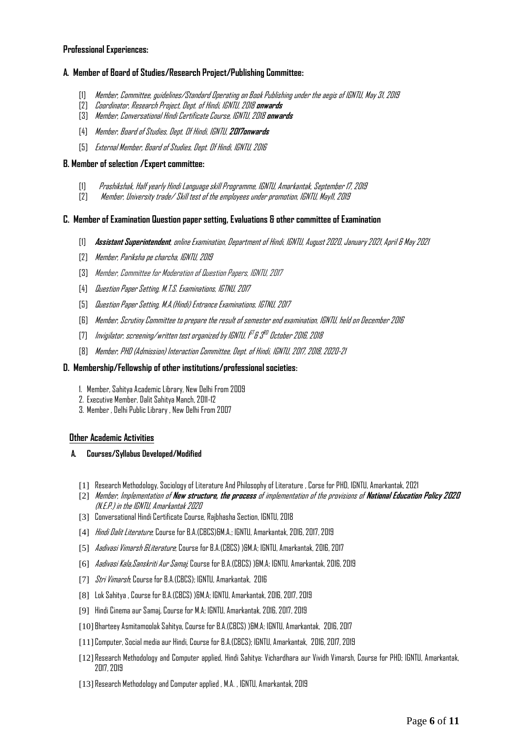**Professional Experiences:**

**A. Member of Board of Studies/Research Project/Publishing Committee:**

[1] *Member, Committee, guidelines/Standard Operating on Book Publishing under the aegis of IGNTU, May 31, 2019*

[2] *Coordinator, Research Project, Dept. of Hindi, IGNTU, 2018* ***onwards***

[3] *Member, Conversational Hindi Certificate Course, IGNTU, 2018* ***onwards***

[4] *Member, Board of Studies, Dept. Of Hindi, IGNTU,* ***2017onwards***

[5] *External Member, Board of Studies, Dept. Of Hindi, IGNTU, 2016*

**B. Member of selection /Expert committee:**

[1] *Prashikshak, Half yearly Hindi Language skill Programme, IGNTU, Amarkantak, September 17, 2019*

[2] *Member, University trade/ Skill test of the employees under promotion, IGNTU, May11, 2019*

**C. Member of Examination Question paper setting, Evaluations & other committee of Examination**

[1] ***Assistant Superintendent****, online Examination, Department of Hindi, IGNTU, August 2020, January 2021, April & May 2021*

[2] *Member, Pariksha pe charcha, IGNTU, 2019*

[3] *Member, Committee for Moderation of Question Papers, IGNTU, 2017*

[4] *Question Paper Setting, M.T.S. Examinations, IGTNU, 2017*

[5] *Question Paper Setting, M.A.(Hindi) Entrance Examinations, IGTNU, 2017*

[6] *Member, Scrutiny Committee to prepare the result of semester end examination, IGNTU, held on December 2016*

[7] *Invigilator, screening/written test organized by IGNTU, 1ST & 3RD October 2016, 2018*

[8] *Member, PHD (Admission) Interaction Committee, Dept. of Hindi, IGNTU, 2017, 2018, 2020-21*

**D. Membership/Fellowship of other institutions/professional societies:**

1. Member, Sahitya Academic Library, New Delhi From 2009
2. Executive Member, Dalit Sahitya Manch, 2011-12
3. Member , Delhi Public Library , New Delhi From 2007

**Other Academic Activities**

**A. Courses/Syllabus Developed/Modified**

[1] Research Methodology, Sociology of Literature And Philosophy of Literature , Corse for PHD, IGNTU, Amarkantak, 2021

[2] *Member, Implementation of* ***New structure, the process*** *of implementation of the provisions of* ***National Education Policy 2020*** *(N.E.P.) in the IGNTU, Amarkantak 2020*

[3] Conversational Hindi Certificate Course, Rajbhasha Section, IGNTU, 2018

[4] *Hindi Dalit Literature*; Course for B.A.(CBCS)&M.A.; IGNTU, Amarkantak, 2016, 2017, 2019

[5] *Aadivasi Vimarsh &Literature*; Course for B.A.(CBCS) )&M.A; IGNTU, Amarkantak, 2016, 2017

[6] *Aadivasi Kala,Sanskriti Aur Samaj*; Course for B.A.(CBCS) )&M.A; IGNTU, Amarkantak, 2016, 2019

[7] *Stri Vimarsh*; Course for B.A.(CBCS); IGNTU, Amarkantak, 2016

[8] Lok Sahitya , Course for B.A.(CBCS) )&M.A; IGNTU, Amarkantak, 2016, 2017, 2019

[9] Hindi Cinema aur Samaj, Course for M.A; IGNTU, Amarkantak, 2016, 2017, 2019

[10] Bharteey Asmitamoolak Sahitya, Course for B.A.(CBCS) )&M.A; IGNTU, Amarkantak, 2016, 2017

[11] Computer, Social media aur Hindi, Course for B.A.(CBCS); IGNTU, Amarkantak, 2016, 2017, 2019

[12] Research Methodology and Computer applied, Hindi Sahitya: Vichardhara aur Vividh Vimarsh, Course for PHD; IGNTU, Amarkantak, 2017, 2019

[13] Research Methodology and Computer applied , M.A. , IGNTU, Amarkantak, 2019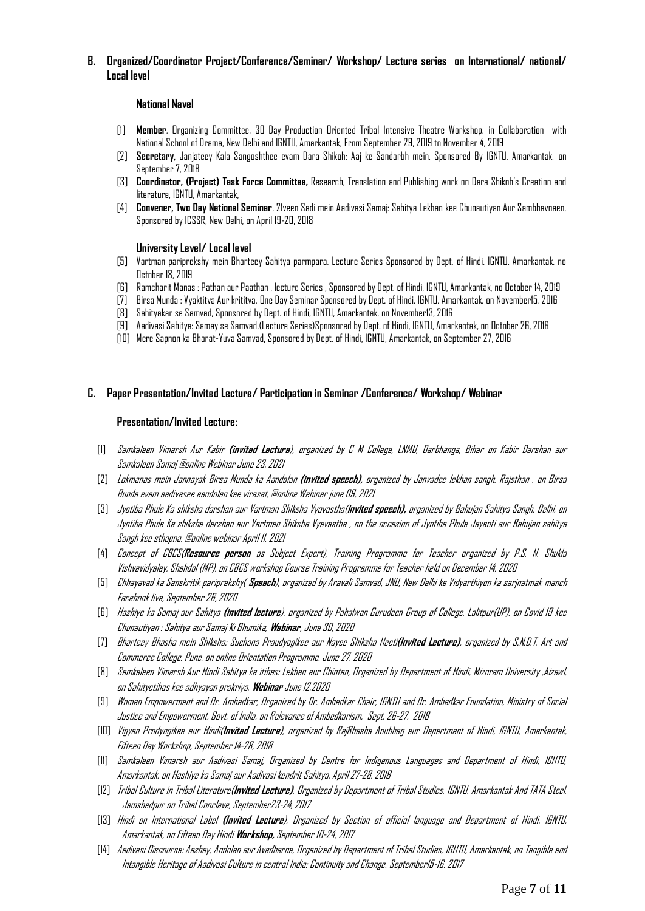## B. Organized/Coordinator Project/Conference/Seminar/ Workshop/ Lecture series on International/ national/ Local level

### National Navel

[1] **Member**, Organizing Committee, 30 Day Production Oriented Tribal Intensive Theatre Workshop, in Collaboration with National School of Drama, New Delhi and IGNTU, Amarkantak, From September 29, 2019 to November 4, 2019

[2] **Secretary,** Janjateey Kala Sangoshthee evam Dara Shikoh: Aaj ke Sandarbh mein, Sponsored By IGNTU, Amarkantak, on September 7, 2018

[3] **Coordinator, (Project) Task Force Committee,** Research, Translation and Publishing work on Dara Shikoh's Creation and literature, IGNTU, Amarkantak,

[4] **Convener, Two Day National Seminar**, 21veen Sadi mein Aadivasi Samaj: Sahitya Lekhan kee Chunautiyan Aur Sambhavnaen, Sponsored by ICSSR, New Delhi, on April 19-20, 2018

### University Level/ Local level

[5] Vartman paripreksy mein Bharteey Sahitya parmpara, Lecture Series Sponsored by Dept. of Hindi, IGNTU, Amarkantak, no October 18, 2019

[6] Ramcharit Manas : Pathan aur Paathan , lecture Series , Sponsored by Dept. of Hindi, IGNTU, Amarkantak, no October 14, 2019

[7] Birsa Munda : Vyaktitva Aur krititva, One Day Seminar Sponsored by Dept. of Hindi, IGNTU, Amarkantak, on November15, 2016

[8] Sahityakar se Samvad, Sponsored by Dept. of Hindi, IGNTU, Amarkantak, on November13, 2016

[9] Aadivasi Sahitya: Samay se Samvad,(Lecture Series)Sponsored by Dept. of Hindi, IGNTU, Amarkantak, on October 26, 2016

[10] Mere Sapnon ka Bharat-Yuva Samvad, Sponsored by Dept. of Hindi, IGNTU, Amarkantak, on September 27, 2016

## C. Paper Presentation/Invited Lecture/ Participation in Seminar /Conference/ Workshop/ Webinar

### Presentation/Invited Lecture:

[1] *Samkaleen Vimarsh Aur Kabir* ***(invited Lecture)****, organized by C M College, LNMU, Darbhanga, Bihar on Kabir Darshan aur Samkaleen Samaj @online Webinar June 23, 2021*

[2] *Lokmanas mein Jannayak Birsa Munda ka Aandolan* ***(invited speech),*** *organized by Janvadee lekhan sangh, Rajsthan , on Birsa Bunda evam aadivasee aandolan kee virasat, @online Webinar june 09, 2021*

[3] *Jyotiba Phule Ka shiksha darshan aur Vartman Shiksha Vyavastha(****invited speech),*** *organized by Bahujan Sahitya Sangh, Delhi, on Jyotiba Phule Ka shiksha darshan aur Vartman Shiksha Vyavastha , on the occasion of Jyotiba Phule Jayanti aur Bahujan sahitya Sangh kee sthapna, @online webinar April 11, 2021*

[4] *Concept of CBCS(****Resource person*** *as Subject Expert), Training Programme for Teacher organized by P.S. N. Shukla Vishvavidyalay, Shahdol (MP), on CBCS workshop Course Training Programme for Teacher held on December 14, 2020*

[5] *Chhayavad ka Sanskritik pariprekshy(* ***Speech****), organized by Aravali Samvad, JNU, New Delhi ke Vidyarthiyon ka sarjnatmak manch Facebook live, September 26, 2020*

[6] *Hashiye ka Samaj aur Sahitya* ***(invited lecture****), organized by Pahalwan Gurudeen Group of College, Lalitpur(UP), on Covid 19 kee Chunautiyan : Sahitya aur Samaj Ki Bhumika,* ***Webinar****, June 30, 2020*

[7] *Bharteey Bhasha mein Shiksha: Suchana Praudyogikee aur Nayee Shiksha Neeti****(Invited Lecture)****, organized by S.N.D.T. Art and Commerce College, Pune, on online Orientation Programme, June 27, 2020*

[8] *Samkaleen Vimarsh Aur Hindi Sahitya ka itihas: Lekhan aur Chintan, Organized by Department of Hindi, Mizoram University ,Aizawl, on Sahityetihas kee adhyayan prakriya,* ***Webinar*** *June 12,2020*

[9] *Women Empowerment and Dr. Ambedkar, Organized by Dr. Ambedkar Chair, IGNTU and Dr. Ambedkar Foundation, Ministry of Social Justice and Empowerment, Govt. of India, on Relevance of Ambedkarism, Sept. 26-27, 2018*

[10] *Vigyan Prodyogikee aur Hindi(****Invited Lecture****), organized by RajBhasha Anubhag aur Department of Hindi, IGNTU, Amarkantak, Fifteen Day Workshop, September 14-28, 2018*

[11] *Samkaleen Vimarsh aur Aadivasi Samaj, Organized by Centre for Indigenous Languages and Department of Hindi, IGNTU, Amarkantak, on Hashiye ka Samaj aur Aadivasi kendrit Sahitya, April 27-28, 2018*

[12] *Tribal Culture in Tribal Literature(****Invited Lecture)****, Organized by Department of Tribal Studies, IGNTU, Amarkantak And TATA Steel, Jamshedpur on Tribal Conclave, September23-24, 2017*

[13] *Hindi on International Label* ***(Invited Lecture****), Organized by Section of official language and Department of Hindi, IGNTU, Amarkantak, on Fifteen Day Hindi* ***Workshop,*** *September 10-24, 2017*

[14] *Aadivasi Discourse: Aashay, Andolan aur Avadharna, Organized by Department of Tribal Studies, IGNTU, Amarkantak, on Tangible and Intangible Heritage of Aadivasi Culture in central India: Continuity and Change, September15-16, 2017*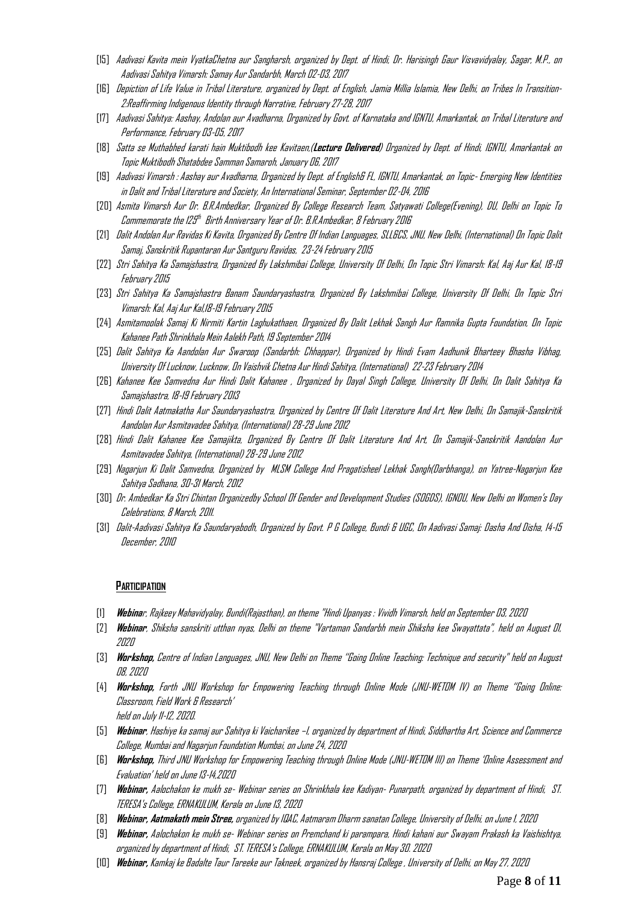[15] *Aadivasi Kavita mein VyatkaChetna aur Sangharsh, organized by Dept. of Hindi, Dr. Harisingh Gaur Visvavidyalay, Sagar, M.P., on Aadivasi Sahitya Vimarsh: Samay Aur Sandarbh, March 02-03, 2017*

[16] *Depiction of Life Value in Tribal Literature, organized by Dept. of English, Jamia Millia Islamia, New Delhi, on Tribes In Transition-2:Reaffirming Indigenous Identity through Narrative, February 27-28, 2017*

[17] *Aadivasi Sahitya: Aashay, Andolan aur Avadharna, Organized by Govt. of Karnataka and IGNTU, Amarkantak, on Tribal Literature and Performance, February 03-05, 2017*

[18] *Satta se Muthabhed karati hain Muktibodh kee Kavitaen,(**Lecture Delivered**) Organized by Dept. of Hindi, IGNTU, Amarkantak on Topic Muktibodh Shatabdee Samman Samaroh, January 06, 2017*

[19] *Aadivasi Vimarsh : Aashay aur Avadharna, Organized by Dept. of English& FL, IGNTU, Amarkantak, on Topic- Emerging New Identities in Dalit and Tribal Literature and Society, An International Seminar, September 02-04, 2016*

[20] *Asmita Vimarsh Aur Dr. B.R.Ambedkar, Organized By College Research Team, Satyawati College(Evening), DU, Delhi on Topic To Commemorate the 125th Birth Anniversary Year of Dr. B.R.Ambedkar, 8 February 2016*

[21] *Dalit Andolan Aur Ravidas Ki Kavita, Organized By Centre Of Indian Languages, SLL&CS, JNU, New Delhi, (International) On Topic Dalit Samaj, Sanskritik Rupantaran Aur Santguru Ravidas, 23-24 February 2015*

[22] *Stri Sahitya Ka Samajshastra, Organized By Lakshmibai College, University Of Delhi, On Topic Stri Vimarsh: Kal, Aaj Aur Kal, 18-19 February 2015*

[23] *Stri Sahitya Ka Samajshastra Banam Saundaryashastra, Organized By Lakshmibai College, University Of Delhi, On Topic Stri Vimarsh: Kal, Aaj Aur Kal,18-19 February 2015*

[24] *Asmitamoolak Samaj Ki Nirmiti Kartin Laghukathaen, Organized By Dalit Lekhak Sangh Aur Ramnika Gupta Foundation, On Topic Kahanee Path Shrinkhala Mein Aalekh Path, 19 September 2014*

[25] *Dalit Sahitya Ka Aandolan Aur Swaroop (Sandarbh: Chhappar), Organized by Hindi Evam Aadhunik Bharteey Bhasha Vibhag, University Of Lucknow, Lucknow, On Vaishvik Chetna Aur Hindi Sahitya, (International) 22-23 February 2014*

[26] *Kahanee Kee Samvedna Aur Hindi Dalit Kahanee , Organized by Dayal Singh College, University Of Delhi, On Dalit Sahitya Ka Samajshastra, 18-19 February 2013*

[27] *Hindi Dalit Aatmakatha Aur Saundaryashastra, Organized by Centre Of Dalit Literature And Art, New Delhi, On Samajik-Sanskritik Aandolan Aur Asmitavadee Sahitya, (International) 28-29 June 2012*

[28] *Hindi Dalit Kahanee Kee Samajikta, Organized By Centre Of Dalit Literature And Art, On Samajik-Sanskritik Aandolan Aur Asmitavadee Sahitya, (International) 28-29 June 2012*

[29] *Nagarjun Ki Dalit Samvedna, Organized by MLSM College And Pragatisheel Lekhak Sangh(Darbhanga), on Yatree-Nagarjun Kee Sahitya Sadhana, 30-31 March, 2012*

[30] *Dr. Ambedkar Ka Stri Chintan Organizedby School Of Gender and Development Studies (SOGDS), IGNOU, New Delhi on Women's Day Celebrations, 8 March, 2011.*

[31] *Dalit-Aadivasi Sahitya Ka Saundaryabodh, Organized by Govt. P G College, Bundi & UGC, On Aadivasi Samaj: Dasha And Disha, 14-15 December, 2010*

## PARTICIPATION

[1] ***Webina**r, Rajkeey Mahavidyalay, Bundi(Rajasthan), on theme "Hindi Upanyas : Vividh Vimarsh, held on September 03, 2020*

[2] ***Webinar**, Shiksha sanskriti utthan nyas, Delhi on theme "Vartaman Sandarbh mein Shiksha kee Swayattata", held on August 01, 2020*

[3] ***Workshop,** Centre of Indian Languages, JNU, New Delhi on Theme "Going Online Teaching: Technique and security" held on August 08, 2020*

[4] ***Workshop,** Forth JNU Workshop for Empowering Teaching through Online Mode (JNU-WETOM IV) on Theme "Going Online: Classroom, Field Work & Research' held on July 11-12, 2020.*

[5] ***Webinar**, Hashiye ka samaj aur Sahitya ki Vaicharikee –I, organized by department of Hindi, Siddhartha Art, Science and Commerce College, Mumbai and Nagarjun Foundation Mumbai, on June 24, 2020*

[6] ***Workshop,** Third JNU Workshop for Empowering Teaching through Online Mode (JNU-WETOM III) on Theme 'Online Assessment and Evaluation' held on June 13-14,2020*

[7] ***Webinar,** Aalochakon ke mukh se- Webinar series on Shrinkhala kee Kadiyan- Punarpath, organized by department of Hindi, ST. TERESA's College, ERNAKULUM, Kerala on June 13, 2020*

[8] ***Webinar, Aatmakath mein Stree,** organized by IQAC, Aatmaram Dharm sanatan College, University of Delhi, on June 1, 2020*

[9] ***Webinar,** Aalochakon ke mukh se- Webinar series on Premchand ki parampara, Hindi kahani aur Swayam Prakash ka Vaishishtya, organized by department of Hindi, ST. TERESA's College, ERNAKULUM, Kerala on May 30. 2020*

[10] ***Webinar,** Kamkaj ke Badalte Taur Tareeke aur Takneek, organized by Hansraj College , University of Delhi, on May 27, 2020*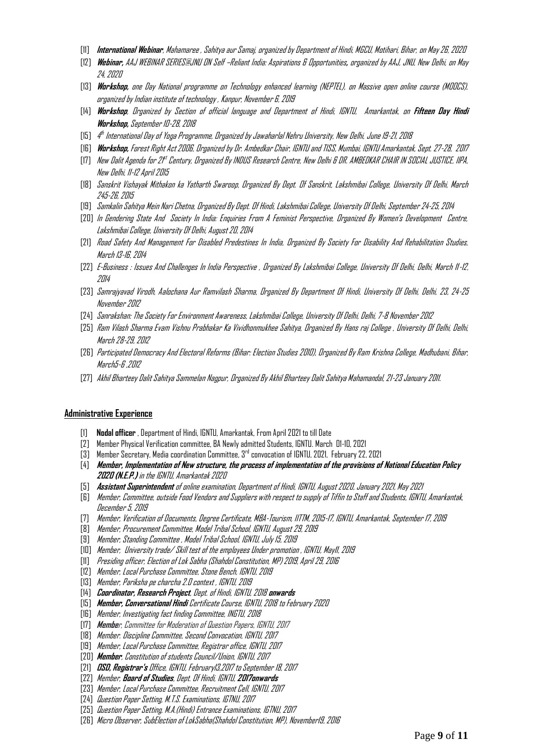[11] ***International Webinar**, Mahamaree , Sahitya aur Samaj, organized by Department of Hindi, MGCU, Motihari, Bihar, on May 26, 2020*

[12] ***Webinar,** AAJ WEBINAR SERIES@JNU ON Self –Reliant India: Aspirations & Opportunities, organized by AAJ, JNU, New Delhi, on May 24, 2020*

[13] ***Workshop,** one Day National programme on Technology enhanced learning (NEPTEL), on Massive open online course (MOOCS), organized by Indian institute of technology , Kanpur, November 6, 2019*

[14] ***Workshop**, Organized by Section of official language and Department of Hindi, IGNTU, Amarkantak, on **Fifteen Day Hindi Workshop,** September 10-28, 2018*

[15] *4th International Day of Yoga Programme, Organized by Jawaharlal Nehru University, New Delhi, June 19-21, 2018*

[16] ***Workshop,** Forest Right Act 2006, Organized by Dr. Ambedkar Chair, IGNTU and TISS, Mumbai, IGNTU Amarkantak, Sept. 27-28, 2017*

[17] *New Dalit Agenda for 21st Century, Organized By INDUS Research Centre, New Delhi & DR. AMBEDKAR CHAIR IN SOCIAL JUSTICE, IIPA, New Delhi, 11-12 April 2015*

[18] *Sanskrit Vishayak Mithakon ka Yatharth Swaroop, Organized By Dept. Of Sanskrit, Lakshmibai College, University Of Delhi, March 245-26, 2015*

[19] *Samkalin Sahitya Mein Nari Chetna, Organized By Dept. Of Hindi, Lakshmibai College, University Of Delhi, September 24-25, 2014*

[20] *In Gendering State And Society In India: Enquiries From A Feminist Perspective, Organized By Women's Development Centre, Lakshmibai College, University Of Delhi, August 20, 2014*

[21] *Road Safety And Management For Disabled Predestines In India, Organized By Society For Disability And Rehabilitation Studies, March 13-16, 2014*

[22] *E-Business : Issues And Challenges In India Perspective , Organized By Lakshmibai College, University Of Delhi, Delhi, March 11-12, 2014*

[23] *Samrajyavad Virodh, Aalochana Aur Ramvilash Sharma, Organized By Department Of Hindi, University Of Delhi, Delhi, 23, 24-25 November 2012*

[24] *Sanrakshan: The Society For Environment Awareness, Lakshmibai College, University Of Delhi, Delhi, 7-8 November 2012*

[25] *Ram Vilash Sharma Evam Vishnu Prabhakar Ka Vividhonmukhee Sahitya, Organized By Hans raj College , University Of Delhi, Delhi, March 28-29, 2012*

[26] *Participated Democracy And Electoral Reforms (Bihar: Election Studies 2010), Organized By Ram Krishna College, Madhubani, Bihar, March5-6 ,2012*

[27] *Akhil Bharteey Dalit Sahitya Sammelan Nagpur, Organized By Akhil Bharteey Dalit Sahitya Mahamandal, 21-23 January 2011.*

## Administrative Experience

[1] **Nodal officer** , Department of Hindi, IGNTU, Amarkantak, From April 2021 to till Date

[2] Member Physical Verification committee, BA Newly admitted Students, IGNTU. March 01-10, 2021

[3] Member Secretary, Media coordination Committee, 3rd convocation of IGNTU, 2021, February 22, 2021

[4] ***Member, Implementation of New structure, the process of implementation of the provisions of National Education Policy 2020 (N.E.P.)** in the IGNTU, Amarkantak 2020*

[5] ***Assistant Superintendent** of online examination, Department of Hindi, IGNTU, August 2020, January 2021, May 2021*

[6] *Member, Committee, outside Food Vendors and Suppliers with respect to supply of Tiffin to Staff and Students, IGNTU, Amarkantak, December 5, 2019*

[7] *Member, Verification of Documents, Degree Certificate, MBA-Tourism, IITTM, 2015-17, IGNTU, Amarkantak, September 17, 2019*

[8] *Member, Procurement Committee, Model Tribal School, IGNTU, August 29, 2019*

[9] *Member, Standing Committee , Model Tribal School, IGNTU, July 15, 2019*

[10] *Member, University trade/ Skill test of the employees Under promotion , IGNTU, May11, 2019*

[11] *Presiding officer, Election of Lok Sabha (Shahdol Constitution, MP) 2019, April 29, 2016*

[12] *Member, Local Purchase Committee, Stone Bench, IGNTU, 2019*

[13] *Member, Pariksha pe charcha 2.0 context , IGNTU, 2019*

[14] ***Coordinator, Research Project**, Dept. of Hindi, IGNTU, 2018 **onwards***

[15] ***Member, Conversational Hindi** Certificate Course, IGNTU, 2018 to February 2020*

[16] *Member, Investigating fact finding Committee, INGTU, 2018*

[17] ***Membe**r, Committee for Moderation of Question Papers, IGNTU, 2017*

[18] *Member. Discipline Committee, Second Convocation, IGNTU, 2017*

[19] *Member, Local Purchase Committee, Registrar office, IGNTU, 2017*

[20] ***Member**, Constitution of students Council/Union, IGNTU, 2017*

[21] ***OSD, Registrar's** Office, IGNTU, February13,2017 to September 18, 2017*

[22] *Member, **Board of Studies**, Dept. Of Hindi, IGNTU, **2017onwards***

[23] *Member, Local Purchase Committee, Recruitment Cell, IGNTU, 2017*

[24] *Question Paper Setting, M.T.S. Examinations, IGTNU, 2017*

[25] *Question Paper Setting, M.A.(Hindi) Entrance Examinations, IGTNU, 2017*

[26] *Micro Observer, SubElection of LokSabha(Shahdol Constitution, MP), November19, 2016*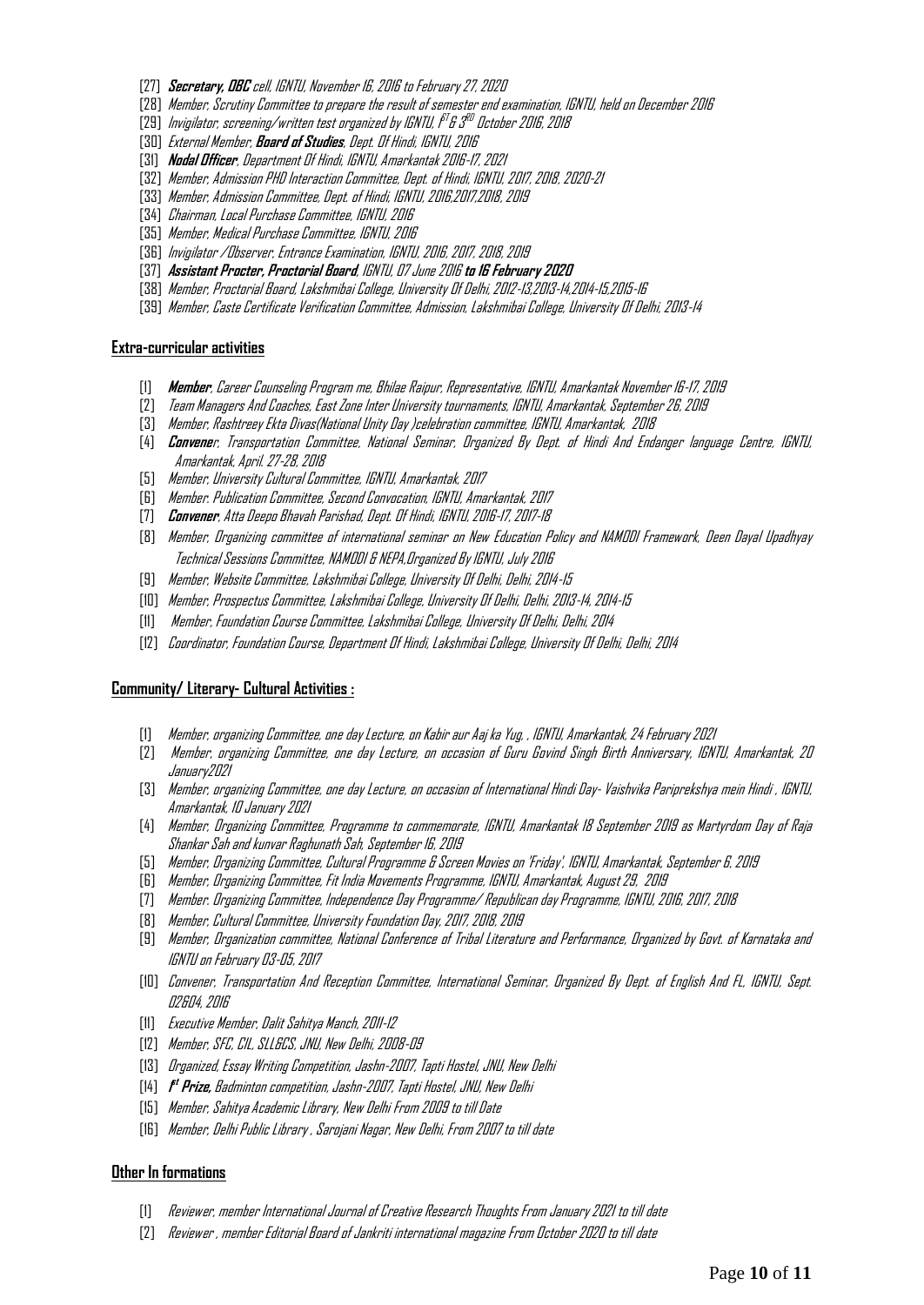[27] ***Secretary, OBC** cell, IGNTU, November 16, 2016 to February 27, 2020*
[28] *Member, Scrutiny Committee to prepare the result of semester end examination, IGNTU, held on December 2016*
[29] *Invigilator, screening/written test organized by IGNTU, 1ST & 3RD October 2016, 2018*
[30] *External Member, **Board of Studies**, Dept. Of Hindi, IGNTU, 2016*
[31] ***Nodal Officer**, Department Of Hindi, IGNTU, Amarkantak 2016-17, 2021*
[32] *Member, Admission PHD Interaction Committee, Dept. of Hindi, IGNTU, 2017, 2018, 2020-21*
[33] *Member, Admission Committee, Dept. of Hindi, IGNTU, 2016,2017,2018, 2019*
[34] *Chairman, Local Purchase Committee, IGNTU, 2016*
[35] *Member, Medical Purchase Committee, IGNTU, 2016*
[36] *Invigilator /Observer, Entrance Examination, IGNTU, 2016, 2017, 2018, 2019*
[37] ***Assistant Procter, Proctorial Board**, IGNTU, 07 June 2016 **to 16 February 2020***
[38] *Member, Proctorial Board, Lakshmibai College, University Of Delhi, 2012-13,2013-14,2014-15,2015-16*
[39] *Member, Caste Certificate Verification Committee, Admission, Lakshmibai College, University Of Delhi, 2013-14*

## Extra-curricular activities

[1] ***Member**, Career Counseling Program me, Bhilae Raipur, Representative, IGNTU, Amarkantak November 16-17, 2019*
[2] *Team Managers And Coaches, East Zone Inter University tournaments, IGNTU, Amarkantak, September 26, 2019*
[3] *Member, Rashtreey Ekta Divas(National Unity Day )celebration committee, IGNTU, Amarkantak, 2018*
[4] ***Convene**r, Transportation Committee, National Seminar, Organized By Dept. of Hindi And Endanger language Centre, IGNTU, Amarkantak, April. 27-28, 2018*
[5] *Member, University Cultural Committee, IGNTU, Amarkantak, 2017*
[6] *Member. Publication Committee, Second Convocation, IGNTU, Amarkantak, 2017*
[7] ***Convener**, Atta Deepo Bhavah Parishad, Dept. Of Hindi, IGNTU, 2016-17, 2017-18*
[8] *Member, Organizing committee of international seminar on New Education Policy and NAMODI Framework, Deen Dayal Upadhyay Technical Sessions Committee, NAMODI & NEPA,Organized By IGNTU, July 2016*
[9] *Member, Website Committee, Lakshmibai College, University Of Delhi, Delhi, 2014-15*
[10] *Member, Prospectus Committee, Lakshmibai College, University Of Delhi, Delhi, 2013-14, 2014-15*
[11] *Member, Foundation Course Committee, Lakshmibai College, University Of Delhi, Delhi, 2014*
[12] *Coordinator, Foundation Course, Department Of Hindi, Lakshmibai College, University Of Delhi, Delhi, 2014*

## Community/ Literary- Cultural Activities :

[1] *Member, organizing Committee, one day Lecture, on Kabir aur Aaj ka Yug, , IGNTU, Amarkantak, 24 February 2021*
[2] *Member, organizing Committee, one day Lecture, on occasion of Guru Govind Singh Birth Anniversary, IGNTU, Amarkantak, 20 January2021*
[3] *Member, organizing Committee, one day Lecture, on occasion of International Hindi Day- Vaishvika Pariprekshya mein Hindi , IGNTU, Amarkantak, 10 January 2021*
[4] *Member, Organizing Committee, Programme to commemorate, IGNTU, Amarkantak 18 September 2019 as Martyrdom Day of Raja Shankar Sah and kunvar Raghunath Sah, September 16, 2019*
[5] *Member, Organizing Committee, Cultural Programme & Screen Movies on 'Friday', IGNTU, Amarkantak, September 6, 2019*
[6] *Member, Organizing Committee, Fit India Movements Programme, IGNTU, Amarkantak, August 29, 2019*
[7] *Member. Organizing Committee, Independence Day Programme/ Republican day Programme, IGNTU, 2016, 2017, 2018*
[8] *Member, Cultural Committee, University Foundation Day, 2017, 2018, 2019*
[9] *Member, Organization committee, National Conference of Tribal Literature and Performance, Organized by Govt. of Karnataka and IGNTU on February 03-05, 2017*
[10] *Convener, Transportation And Reception Committee, International Seminar, Organized By Dept. of English And FL, IGNTU, Sept. 02&04, 2016*
[11] *Executive Member, Dalit Sahitya Manch, 2011-12*
[12] *Member, SFC, CIL, SLL&CS, JNU, New Delhi, 2008-09*
[13] *Organized, Essay Writing Competition, Jashn-2007, Tapti Hostel, JNU, New Delhi*
[14] ***1st Prize,** Badminton competition, Jashn-2007, Tapti Hostel, JNU, New Delhi*
[15] *Member, Sahitya Academic Library, New Delhi From 2009 to till Date*
[16] *Member, Delhi Public Library , Sarojani Nagar, New Delhi, From 2007 to till date*

## Other In formations

[1] *Reviewer, member International Journal of Creative Research Thoughts From January 2021 to till date*
[2] *Reviewer , member Editorial Board of Jankriti international magazine From October 2020 to till date*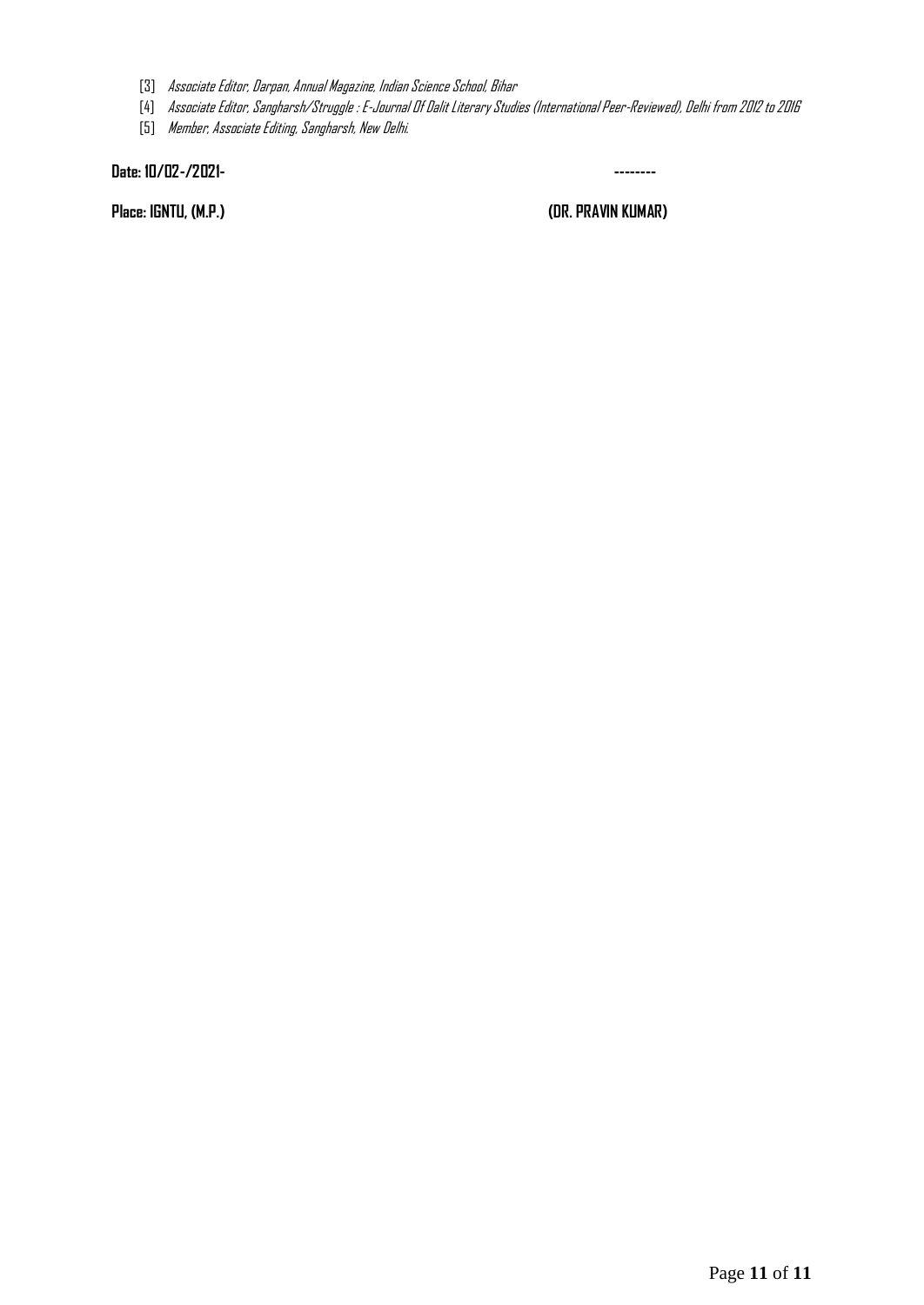[3] *Associate Editor, Darpan, Annual Magazine, Indian Science School, Bihar*

[4] *Associate Editor, Sangharsh/Struggle : E-Journal Of Dalit Literary Studies (International Peer-Reviewed), Delhi from 2012 to 2016*

[5] *Member, Associate Editing, Sangharsh, New Delhi.*

**Date: 10/02-/2021-** **--------**

**Place: IGNTU, (M.P.)** **(DR. PRAVIN KUMAR)**